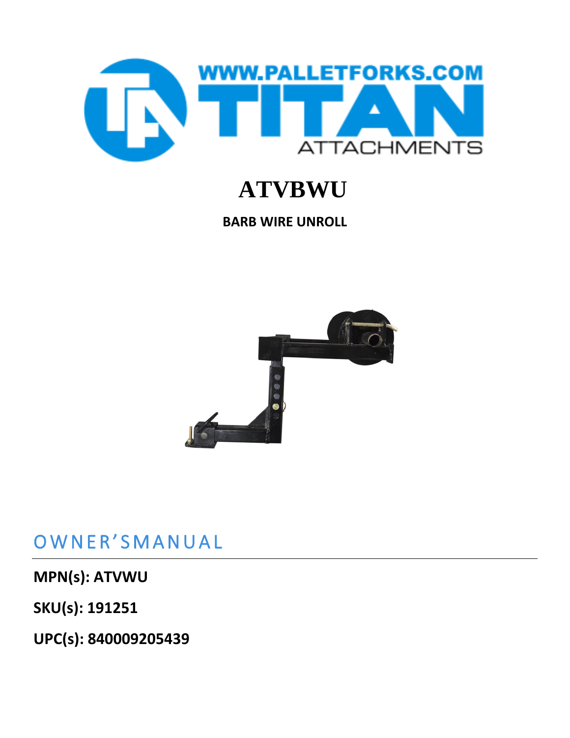WWW.PALLETFORKS.COM

TITAN

ATTACHMENTS

# ATVBWU

**BARB WIRE UNROLL**

## OWNER'SMANUAL

**MPN(s): ATVWU**

**SKU(s): 191251**

**UPC(s): 840009205439**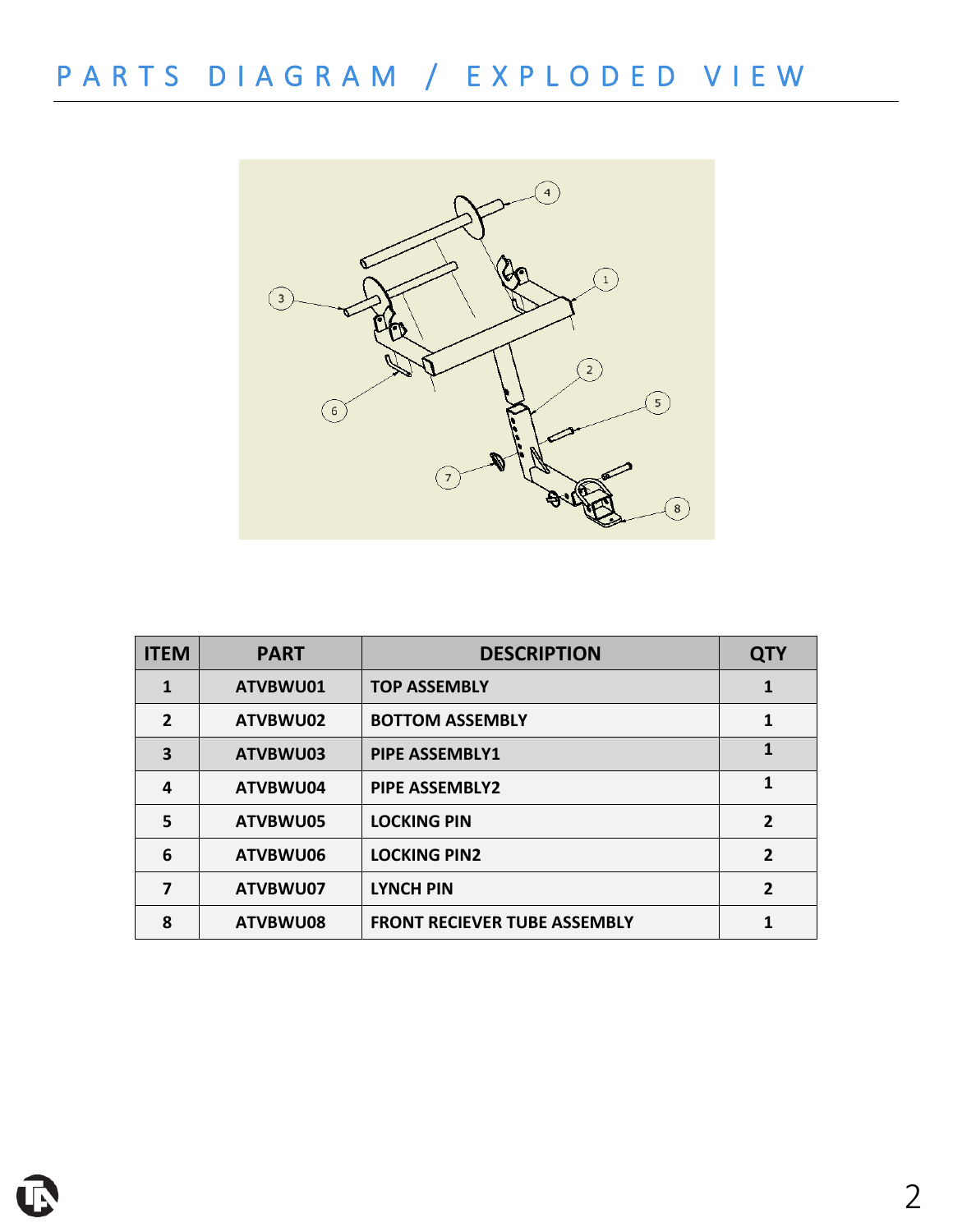# PARTS DIAGRAM / EXPLODED VIEW

| ITEM | PART | DESCRIPTION | QTY |
|---|---|---|---|
| 1 | ATVBWU01 | TOP ASSEMBLY | 1 |
| 2 | ATVBWU02 | BOTTOM ASSEMBLY | 1 |
| 3 | ATVBWU03 | PIPE ASSEMBLY1 | 1 |
| 4 | ATVBWU04 | PIPE ASSEMBLY2 | 1 |
| 5 | ATVBWU05 | LOCKING PIN | 2 |
| 6 | ATVBWU06 | LOCKING PIN2 | 2 |
| 7 | ATVBWU07 | LYNCH PIN | 2 |
| 8 | ATVBWU08 | FRONT RECIEVER TUBE ASSEMBLY | 1 |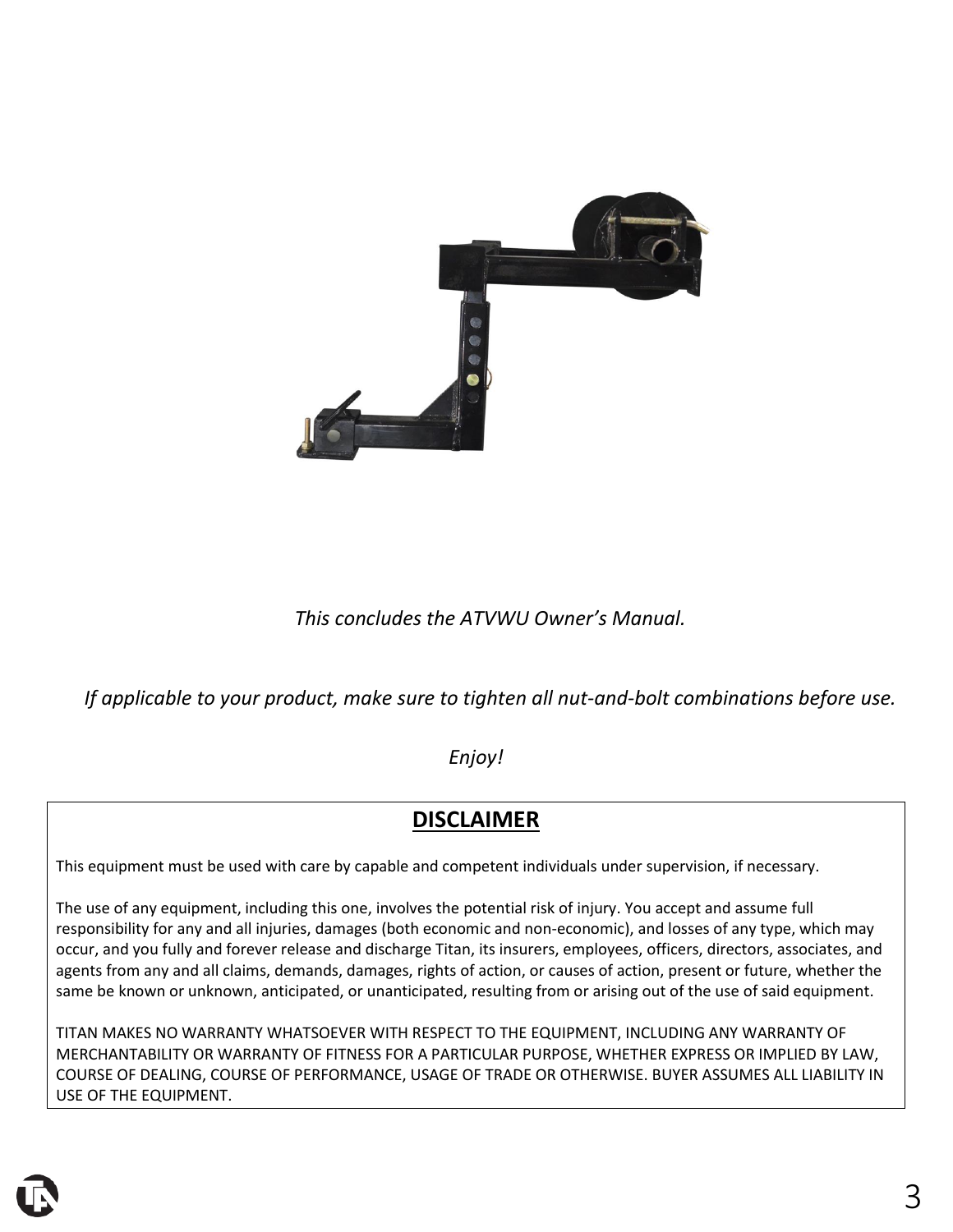*This concludes the ATVWU Owner's Manual.*

*If applicable to your product, make sure to tighten all nut-and-bolt combinations before use.*

*Enjoy!*

## DISCLAIMER

This equipment must be used with care by capable and competent individuals under supervision, if necessary.

The use of any equipment, including this one, involves the potential risk of injury. You accept and assume full responsibility for any and all injuries, damages (both economic and non-economic), and losses of any type, which may occur, and you fully and forever release and discharge Titan, its insurers, employees, officers, directors, associates, and agents from any and all claims, demands, damages, rights of action, or causes of action, present or future, whether the same be known or unknown, anticipated, or unanticipated, resulting from or arising out of the use of said equipment.

TITAN MAKES NO WARRANTY WHATSOEVER WITH RESPECT TO THE EQUIPMENT, INCLUDING ANY WARRANTY OF MERCHANTABILITY OR WARRANTY OF FITNESS FOR A PARTICULAR PURPOSE, WHETHER EXPRESS OR IMPLIED BY LAW, COURSE OF DEALING, COURSE OF PERFORMANCE, USAGE OF TRADE OR OTHERWISE. BUYER ASSUMES ALL LIABILITY IN USE OF THE EQUIPMENT.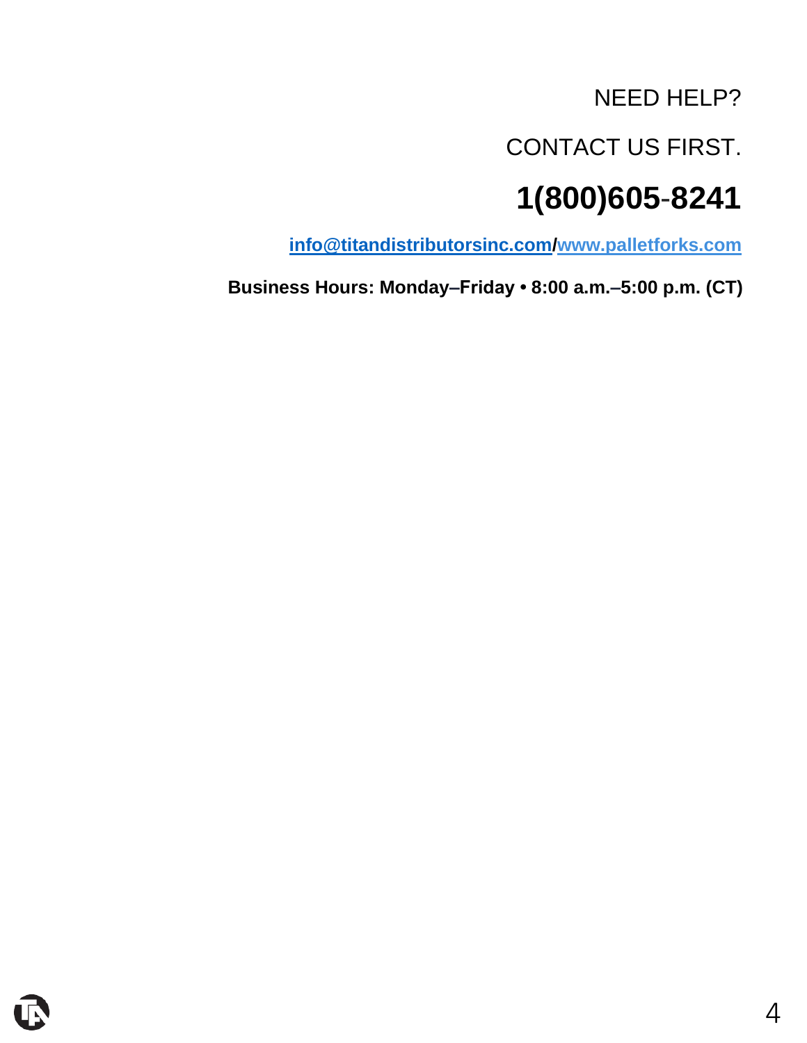NEED HELP?

CONTACT US FIRST.

**1(800)605-8241**

**info@titandistributorsinc.com/www.palletforks.com**

**Business Hours: Monday–Friday • 8:00 a.m.–5:00 p.m. (CT)**